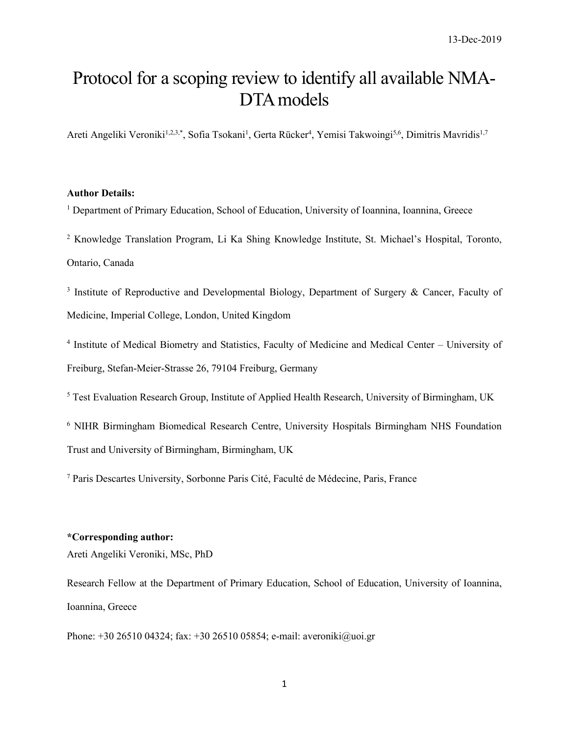13-Dec-2019

# Protocol for a scoping review to identify all available NMA-DTA models

Areti Angeliki Veroniki[1,2,3,*], Sofia Tsokani[1], Gerta Rücker[4], Yemisi Takwoingi[5,6], Dimitris Mavridis[1,7]

**Author Details:**

[1] Department of Primary Education, School of Education, University of Ioannina, Ioannina, Greece

[2] Knowledge Translation Program, Li Ka Shing Knowledge Institute, St. Michael's Hospital, Toronto, Ontario, Canada

[3] Institute of Reproductive and Developmental Biology, Department of Surgery & Cancer, Faculty of Medicine, Imperial College, London, United Kingdom

[4] Institute of Medical Biometry and Statistics, Faculty of Medicine and Medical Center – University of Freiburg, Stefan-Meier-Strasse 26, 79104 Freiburg, Germany

[5] Test Evaluation Research Group, Institute of Applied Health Research, University of Birmingham, UK

[6] NIHR Birmingham Biomedical Research Centre, University Hospitals Birmingham NHS Foundation Trust and University of Birmingham, Birmingham, UK

[7] Paris Descartes University, Sorbonne Paris Cité, Faculté de Médecine, Paris, France

**\*Corresponding author:**

Areti Angeliki Veroniki, MSc, PhD

Research Fellow at the Department of Primary Education, School of Education, University of Ioannina, Ioannina, Greece

Phone: +30 26510 04324; fax: +30 26510 05854; e-mail: averoniki@uoi.gr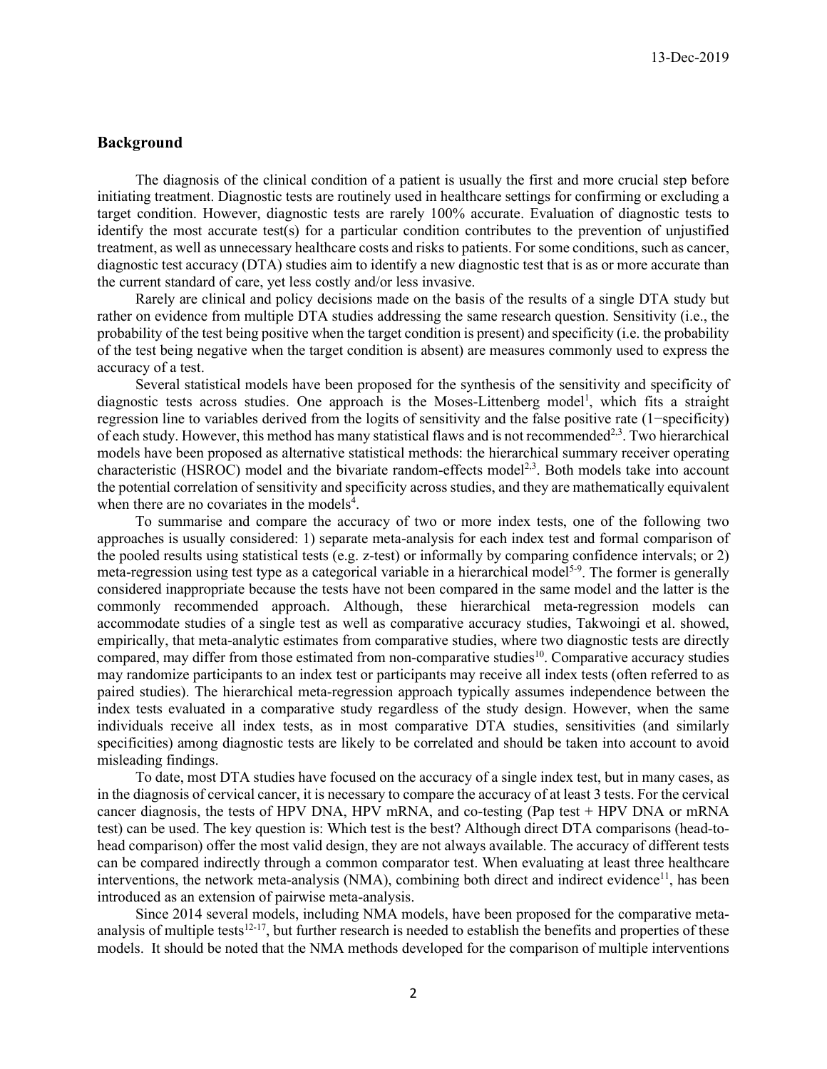## Background

The diagnosis of the clinical condition of a patient is usually the first and more crucial step before initiating treatment. Diagnostic tests are routinely used in healthcare settings for confirming or excluding a target condition. However, diagnostic tests are rarely 100% accurate. Evaluation of diagnostic tests to identify the most accurate test(s) for a particular condition contributes to the prevention of unjustified treatment, as well as unnecessary healthcare costs and risks to patients. For some conditions, such as cancer, diagnostic test accuracy (DTA) studies aim to identify a new diagnostic test that is as or more accurate than the current standard of care, yet less costly and/or less invasive.

Rarely are clinical and policy decisions made on the basis of the results of a single DTA study but rather on evidence from multiple DTA studies addressing the same research question. Sensitivity (i.e., the probability of the test being positive when the target condition is present) and specificity (i.e. the probability of the test being negative when the target condition is absent) are measures commonly used to express the accuracy of a test.

Several statistical models have been proposed for the synthesis of the sensitivity and specificity of diagnostic tests across studies. One approach is the Moses-Littenberg model[1], which fits a straight regression line to variables derived from the logits of sensitivity and the false positive rate (1−specificity) of each study. However, this method has many statistical flaws and is not recommended[2,3]. Two hierarchical models have been proposed as alternative statistical methods: the hierarchical summary receiver operating characteristic (HSROC) model and the bivariate random-effects model[2,3]. Both models take into account the potential correlation of sensitivity and specificity across studies, and they are mathematically equivalent when there are no covariates in the models[4].

To summarise and compare the accuracy of two or more index tests, one of the following two approaches is usually considered: 1) separate meta-analysis for each index test and formal comparison of the pooled results using statistical tests (e.g. z-test) or informally by comparing confidence intervals; or 2) meta-regression using test type as a categorical variable in a hierarchical model[5-9]. The former is generally considered inappropriate because the tests have not been compared in the same model and the latter is the commonly recommended approach. Although, these hierarchical meta-regression models can accommodate studies of a single test as well as comparative accuracy studies, Takwoingi et al. showed, empirically, that meta-analytic estimates from comparative studies, where two diagnostic tests are directly compared, may differ from those estimated from non-comparative studies[10]. Comparative accuracy studies may randomize participants to an index test or participants may receive all index tests (often referred to as paired studies). The hierarchical meta-regression approach typically assumes independence between the index tests evaluated in a comparative study regardless of the study design. However, when the same individuals receive all index tests, as in most comparative DTA studies, sensitivities (and similarly specificities) among diagnostic tests are likely to be correlated and should be taken into account to avoid misleading findings.

To date, most DTA studies have focused on the accuracy of a single index test, but in many cases, as in the diagnosis of cervical cancer, it is necessary to compare the accuracy of at least 3 tests. For the cervical cancer diagnosis, the tests of HPV DNA, HPV mRNA, and co-testing (Pap test + HPV DNA or mRNA test) can be used. The key question is: Which test is the best? Although direct DTA comparisons (head-to-head comparison) offer the most valid design, they are not always available. The accuracy of different tests can be compared indirectly through a common comparator test. When evaluating at least three healthcare interventions, the network meta-analysis (NMA), combining both direct and indirect evidence[11], has been introduced as an extension of pairwise meta-analysis.

Since 2014 several models, including NMA models, have been proposed for the comparative meta-analysis of multiple tests[12-17], but further research is needed to establish the benefits and properties of these models. It should be noted that the NMA methods developed for the comparison of multiple interventions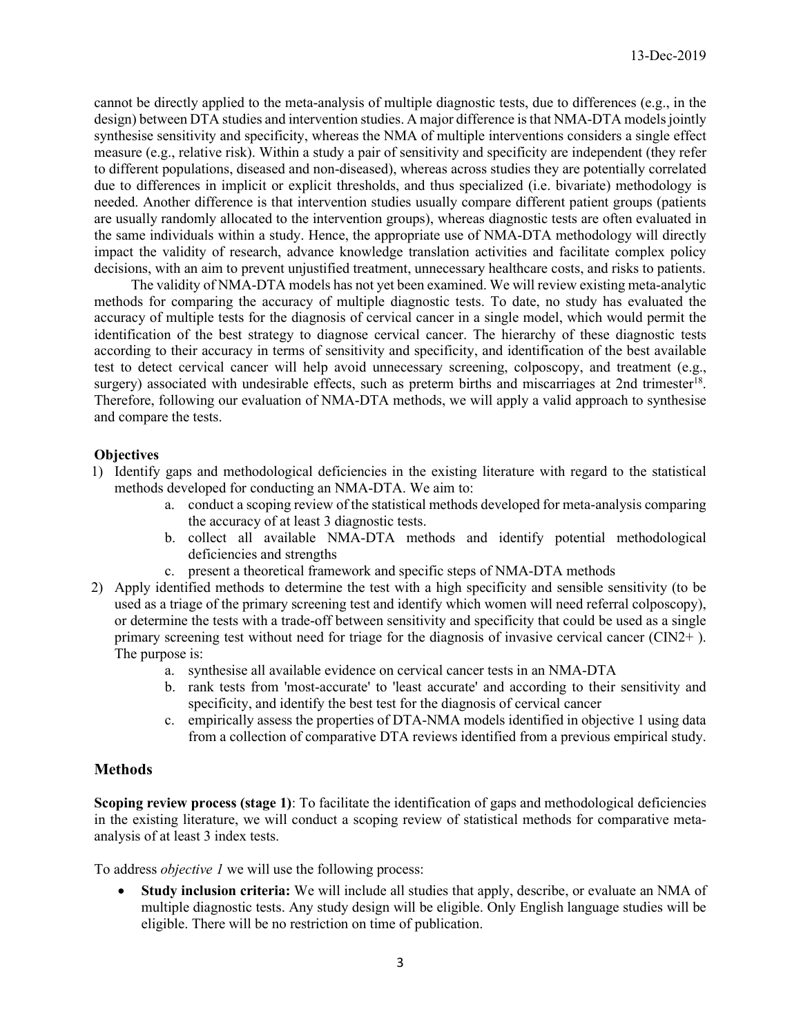cannot be directly applied to the meta-analysis of multiple diagnostic tests, due to differences (e.g., in the design) between DTA studies and intervention studies. A major difference is that NMA-DTA models jointly synthesise sensitivity and specificity, whereas the NMA of multiple interventions considers a single effect measure (e.g., relative risk). Within a study a pair of sensitivity and specificity are independent (they refer to different populations, diseased and non-diseased), whereas across studies they are potentially correlated due to differences in implicit or explicit thresholds, and thus specialized (i.e. bivariate) methodology is needed. Another difference is that intervention studies usually compare different patient groups (patients are usually randomly allocated to the intervention groups), whereas diagnostic tests are often evaluated in the same individuals within a study. Hence, the appropriate use of NMA-DTA methodology will directly impact the validity of research, advance knowledge translation activities and facilitate complex policy decisions, with an aim to prevent unjustified treatment, unnecessary healthcare costs, and risks to patients.

The validity of NMA-DTA models has not yet been examined. We will review existing meta-analytic methods for comparing the accuracy of multiple diagnostic tests. To date, no study has evaluated the accuracy of multiple tests for the diagnosis of cervical cancer in a single model, which would permit the identification of the best strategy to diagnose cervical cancer. The hierarchy of these diagnostic tests according to their accuracy in terms of sensitivity and specificity, and identification of the best available test to detect cervical cancer will help avoid unnecessary screening, colposcopy, and treatment (e.g., surgery) associated with undesirable effects, such as preterm births and miscarriages at 2nd trimester[18]. Therefore, following our evaluation of NMA-DTA methods, we will apply a valid approach to synthesise and compare the tests.

**Objectives**

1) Identify gaps and methodological deficiencies in the existing literature with regard to the statistical methods developed for conducting an NMA-DTA. We aim to:
   a. conduct a scoping review of the statistical methods developed for meta-analysis comparing the accuracy of at least 3 diagnostic tests.
   b. collect all available NMA-DTA methods and identify potential methodological deficiencies and strengths
   c. present a theoretical framework and specific steps of NMA-DTA methods
2) Apply identified methods to determine the test with a high specificity and sensible sensitivity (to be used as a triage of the primary screening test and identify which women will need referral colposcopy), or determine the tests with a trade-off between sensitivity and specificity that could be used as a single primary screening test without need for triage for the diagnosis of invasive cervical cancer (CIN2+ ). The purpose is:
   a. synthesise all available evidence on cervical cancer tests in an NMA-DTA
   b. rank tests from 'most-accurate' to 'least accurate' and according to their sensitivity and specificity, and identify the best test for the diagnosis of cervical cancer
   c. empirically assess the properties of DTA-NMA models identified in objective 1 using data from a collection of comparative DTA reviews identified from a previous empirical study.

## Methods

**Scoping review process (stage 1)**: To facilitate the identification of gaps and methodological deficiencies in the existing literature, we will conduct a scoping review of statistical methods for comparative meta-analysis of at least 3 index tests.

To address *objective 1* we will use the following process:

- **Study inclusion criteria:** We will include all studies that apply, describe, or evaluate an NMA of multiple diagnostic tests. Any study design will be eligible. Only English language studies will be eligible. There will be no restriction on time of publication.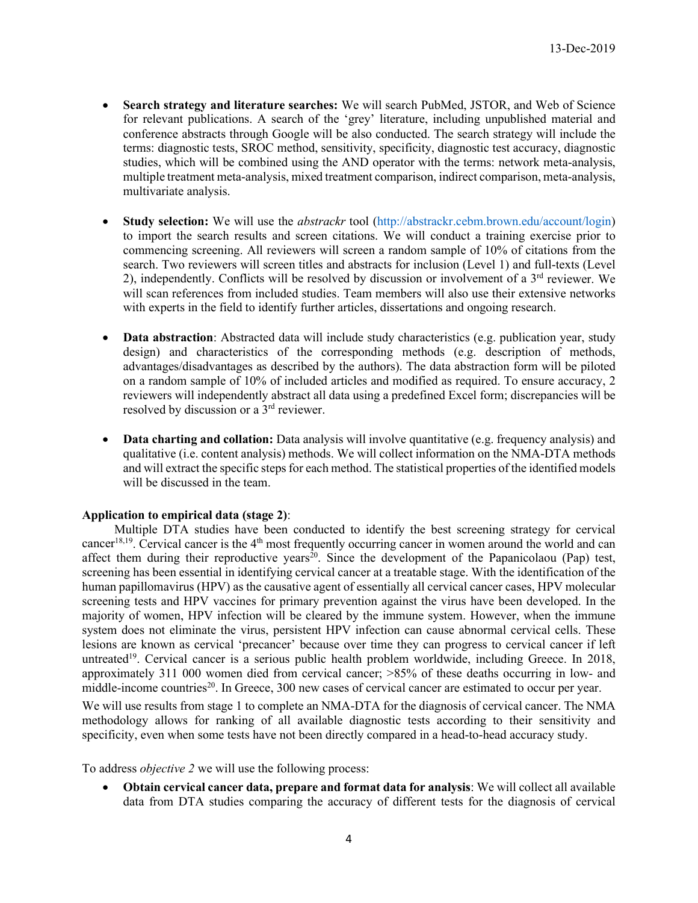- **Search strategy and literature searches:** We will search PubMed, JSTOR, and Web of Science for relevant publications. A search of the 'grey' literature, including unpublished material and conference abstracts through Google will be also conducted. The search strategy will include the terms: diagnostic tests, SROC method, sensitivity, specificity, diagnostic test accuracy, diagnostic studies, which will be combined using the AND operator with the terms: network meta-analysis, multiple treatment meta-analysis, mixed treatment comparison, indirect comparison, meta-analysis, multivariate analysis.

- **Study selection:** We will use the *abstrackr* tool (http://abstrackr.cebm.brown.edu/account/login) to import the search results and screen citations. We will conduct a training exercise prior to commencing screening. All reviewers will screen a random sample of 10% of citations from the search. Two reviewers will screen titles and abstracts for inclusion (Level 1) and full-texts (Level 2), independently. Conflicts will be resolved by discussion or involvement of a 3rd reviewer. We will scan references from included studies. Team members will also use their extensive networks with experts in the field to identify further articles, dissertations and ongoing research.

- **Data abstraction**: Abstracted data will include study characteristics (e.g. publication year, study design) and characteristics of the corresponding methods (e.g. description of methods, advantages/disadvantages as described by the authors). The data abstraction form will be piloted on a random sample of 10% of included articles and modified as required. To ensure accuracy, 2 reviewers will independently abstract all data using a predefined Excel form; discrepancies will be resolved by discussion or a 3rd reviewer.

- **Data charting and collation:** Data analysis will involve quantitative (e.g. frequency analysis) and qualitative (i.e. content analysis) methods. We will collect information on the NMA-DTA methods and will extract the specific steps for each method. The statistical properties of the identified models will be discussed in the team.

**Application to empirical data (stage 2)**:

Multiple DTA studies have been conducted to identify the best screening strategy for cervical cancer[18,19]. Cervical cancer is the 4th most frequently occurring cancer in women around the world and can affect them during their reproductive years[20]. Since the development of the Papanicolaou (Pap) test, screening has been essential in identifying cervical cancer at a treatable stage. With the identification of the human papillomavirus (HPV) as the causative agent of essentially all cervical cancer cases, HPV molecular screening tests and HPV vaccines for primary prevention against the virus have been developed. In the majority of women, HPV infection will be cleared by the immune system. However, when the immune system does not eliminate the virus, persistent HPV infection can cause abnormal cervical cells. These lesions are known as cervical 'precancer' because over time they can progress to cervical cancer if left untreated[19]. Cervical cancer is a serious public health problem worldwide, including Greece. In 2018, approximately 311 000 women died from cervical cancer; >85% of these deaths occurring in low- and middle-income countries[20]. In Greece, 300 new cases of cervical cancer are estimated to occur per year.

We will use results from stage 1 to complete an NMA-DTA for the diagnosis of cervical cancer. The NMA methodology allows for ranking of all available diagnostic tests according to their sensitivity and specificity, even when some tests have not been directly compared in a head-to-head accuracy study.

To address *objective 2* we will use the following process:

- **Obtain cervical cancer data, prepare and format data for analysis**: We will collect all available data from DTA studies comparing the accuracy of different tests for the diagnosis of cervical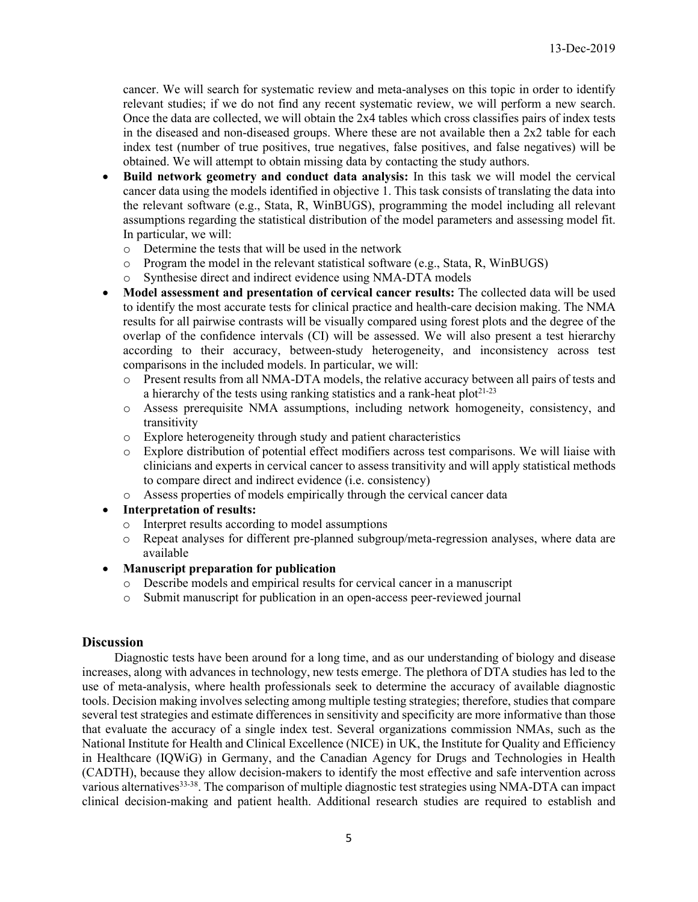cancer. We will search for systematic review and meta-analyses on this topic in order to identify relevant studies; if we do not find any recent systematic review, we will perform a new search. Once the data are collected, we will obtain the 2x4 tables which cross classifies pairs of index tests in the diseased and non-diseased groups. Where these are not available then a 2x2 table for each index test (number of true positives, true negatives, false positives, and false negatives) will be obtained. We will attempt to obtain missing data by contacting the study authors.

- **Build network geometry and conduct data analysis:** In this task we will model the cervical cancer data using the models identified in objective 1. This task consists of translating the data into the relevant software (e.g., Stata, R, WinBUGS), programming the model including all relevant assumptions regarding the statistical distribution of the model parameters and assessing model fit. In particular, we will:
  - Determine the tests that will be used in the network
  - Program the model in the relevant statistical software (e.g., Stata, R, WinBUGS)
  - Synthesise direct and indirect evidence using NMA-DTA models
- **Model assessment and presentation of cervical cancer results:** The collected data will be used to identify the most accurate tests for clinical practice and health-care decision making. The NMA results for all pairwise contrasts will be visually compared using forest plots and the degree of the overlap of the confidence intervals (CI) will be assessed. We will also present a test hierarchy according to their accuracy, between-study heterogeneity, and inconsistency across test comparisons in the included models. In particular, we will:
  - Present results from all NMA-DTA models, the relative accuracy between all pairs of tests and a hierarchy of the tests using ranking statistics and a rank-heat plot[21-23]
  - Assess prerequisite NMA assumptions, including network homogeneity, consistency, and transitivity
  - Explore heterogeneity through study and patient characteristics
  - Explore distribution of potential effect modifiers across test comparisons. We will liaise with clinicians and experts in cervical cancer to assess transitivity and will apply statistical methods to compare direct and indirect evidence (i.e. consistency)
  - Assess properties of models empirically through the cervical cancer data
- **Interpretation of results:**
  - Interpret results according to model assumptions
  - Repeat analyses for different pre-planned subgroup/meta-regression analyses, where data are available
- **Manuscript preparation for publication**
  - Describe models and empirical results for cervical cancer in a manuscript
  - Submit manuscript for publication in an open-access peer-reviewed journal

## Discussion

Diagnostic tests have been around for a long time, and as our understanding of biology and disease increases, along with advances in technology, new tests emerge. The plethora of DTA studies has led to the use of meta-analysis, where health professionals seek to determine the accuracy of available diagnostic tools. Decision making involves selecting among multiple testing strategies; therefore, studies that compare several test strategies and estimate differences in sensitivity and specificity are more informative than those that evaluate the accuracy of a single index test. Several organizations commission NMAs, such as the National Institute for Health and Clinical Excellence (NICE) in UK, the Institute for Quality and Efficiency in Healthcare (IQWiG) in Germany, and the Canadian Agency for Drugs and Technologies in Health (CADTH), because they allow decision-makers to identify the most effective and safe intervention across various alternatives[33-38]. The comparison of multiple diagnostic test strategies using NMA-DTA can impact clinical decision-making and patient health. Additional research studies are required to establish and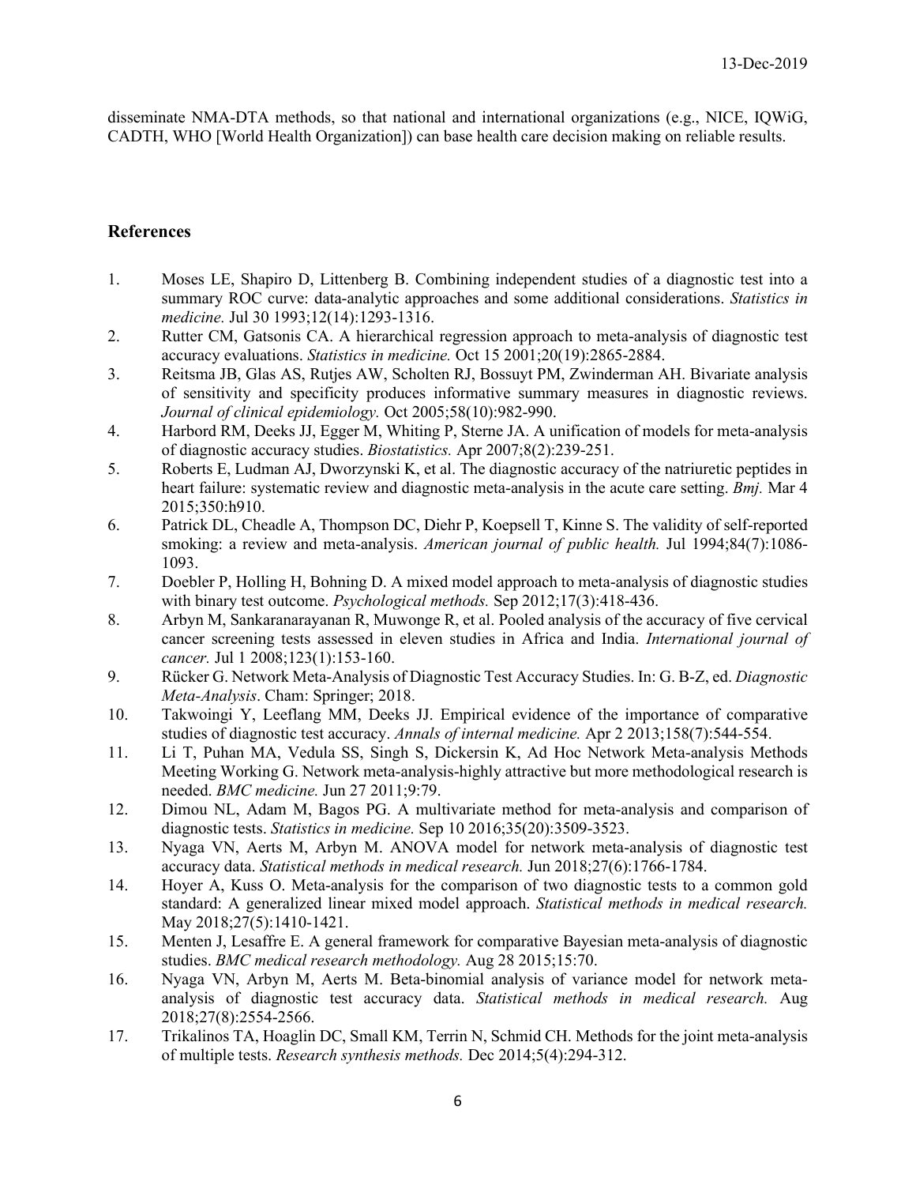disseminate NMA-DTA methods, so that national and international organizations (e.g., NICE, IQWiG, CADTH, WHO [World Health Organization]) can base health care decision making on reliable results.

## References

1. Moses LE, Shapiro D, Littenberg B. Combining independent studies of a diagnostic test into a summary ROC curve: data-analytic approaches and some additional considerations. *Statistics in medicine.* Jul 30 1993;12(14):1293-1316.
2. Rutter CM, Gatsonis CA. A hierarchical regression approach to meta-analysis of diagnostic test accuracy evaluations. *Statistics in medicine.* Oct 15 2001;20(19):2865-2884.
3. Reitsma JB, Glas AS, Rutjes AW, Scholten RJ, Bossuyt PM, Zwinderman AH. Bivariate analysis of sensitivity and specificity produces informative summary measures in diagnostic reviews. *Journal of clinical epidemiology.* Oct 2005;58(10):982-990.
4. Harbord RM, Deeks JJ, Egger M, Whiting P, Sterne JA. A unification of models for meta-analysis of diagnostic accuracy studies. *Biostatistics.* Apr 2007;8(2):239-251.
5. Roberts E, Ludman AJ, Dworzynski K, et al. The diagnostic accuracy of the natriuretic peptides in heart failure: systematic review and diagnostic meta-analysis in the acute care setting. *Bmj.* Mar 4 2015;350:h910.
6. Patrick DL, Cheadle A, Thompson DC, Diehr P, Koepsell T, Kinne S. The validity of self-reported smoking: a review and meta-analysis. *American journal of public health.* Jul 1994;84(7):1086-1093.
7. Doebler P, Holling H, Bohning D. A mixed model approach to meta-analysis of diagnostic studies with binary test outcome. *Psychological methods.* Sep 2012;17(3):418-436.
8. Arbyn M, Sankaranarayanan R, Muwonge R, et al. Pooled analysis of the accuracy of five cervical cancer screening tests assessed in eleven studies in Africa and India. *International journal of cancer.* Jul 1 2008;123(1):153-160.
9. Rücker G. Network Meta-Analysis of Diagnostic Test Accuracy Studies. In: G. B-Z, ed. *Diagnostic Meta-Analysis*. Cham: Springer; 2018.
10. Takwoingi Y, Leeflang MM, Deeks JJ. Empirical evidence of the importance of comparative studies of diagnostic test accuracy. *Annals of internal medicine.* Apr 2 2013;158(7):544-554.
11. Li T, Puhan MA, Vedula SS, Singh S, Dickersin K, Ad Hoc Network Meta-analysis Methods Meeting Working G. Network meta-analysis-highly attractive but more methodological research is needed. *BMC medicine.* Jun 27 2011;9:79.
12. Dimou NL, Adam M, Bagos PG. A multivariate method for meta-analysis and comparison of diagnostic tests. *Statistics in medicine.* Sep 10 2016;35(20):3509-3523.
13. Nyaga VN, Aerts M, Arbyn M. ANOVA model for network meta-analysis of diagnostic test accuracy data. *Statistical methods in medical research.* Jun 2018;27(6):1766-1784.
14. Hoyer A, Kuss O. Meta-analysis for the comparison of two diagnostic tests to a common gold standard: A generalized linear mixed model approach. *Statistical methods in medical research.* May 2018;27(5):1410-1421.
15. Menten J, Lesaffre E. A general framework for comparative Bayesian meta-analysis of diagnostic studies. *BMC medical research methodology.* Aug 28 2015;15:70.
16. Nyaga VN, Arbyn M, Aerts M. Beta-binomial analysis of variance model for network meta-analysis of diagnostic test accuracy data. *Statistical methods in medical research.* Aug 2018;27(8):2554-2566.
17. Trikalinos TA, Hoaglin DC, Small KM, Terrin N, Schmid CH. Methods for the joint meta-analysis of multiple tests. *Research synthesis methods.* Dec 2014;5(4):294-312.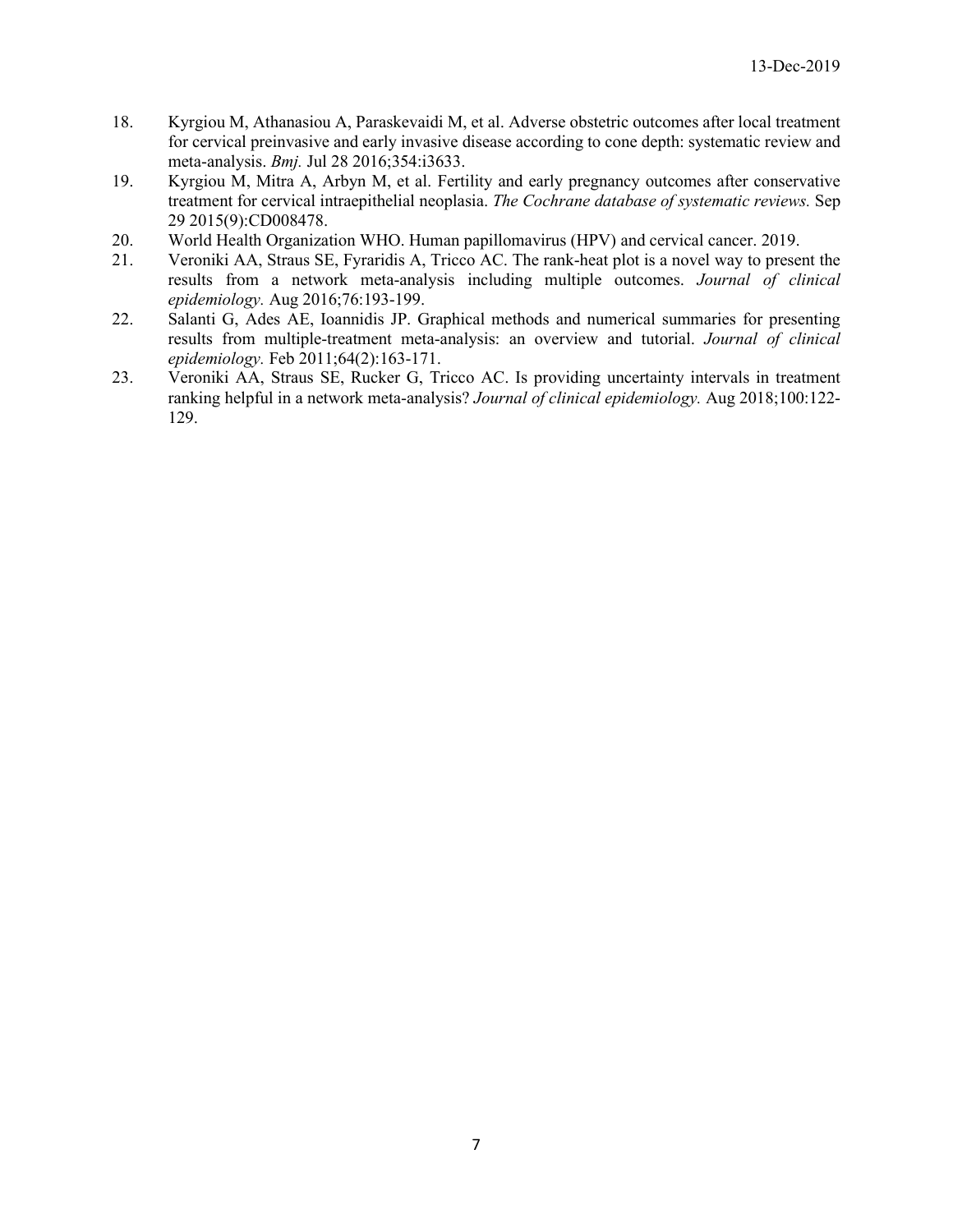18. Kyrgiou M, Athanasiou A, Paraskevaidi M, et al. Adverse obstetric outcomes after local treatment for cervical preinvasive and early invasive disease according to cone depth: systematic review and meta-analysis. *Bmj.* Jul 28 2016;354:i3633.
19. Kyrgiou M, Mitra A, Arbyn M, et al. Fertility and early pregnancy outcomes after conservative treatment for cervical intraepithelial neoplasia. *The Cochrane database of systematic reviews.* Sep 29 2015(9):CD008478.
20. World Health Organization WHO. Human papillomavirus (HPV) and cervical cancer. 2019.
21. Veroniki AA, Straus SE, Fyraridis A, Tricco AC. The rank-heat plot is a novel way to present the results from a network meta-analysis including multiple outcomes. *Journal of clinical epidemiology.* Aug 2016;76:193-199.
22. Salanti G, Ades AE, Ioannidis JP. Graphical methods and numerical summaries for presenting results from multiple-treatment meta-analysis: an overview and tutorial. *Journal of clinical epidemiology.* Feb 2011;64(2):163-171.
23. Veroniki AA, Straus SE, Rucker G, Tricco AC. Is providing uncertainty intervals in treatment ranking helpful in a network meta-analysis? *Journal of clinical epidemiology.* Aug 2018;100:122-129.